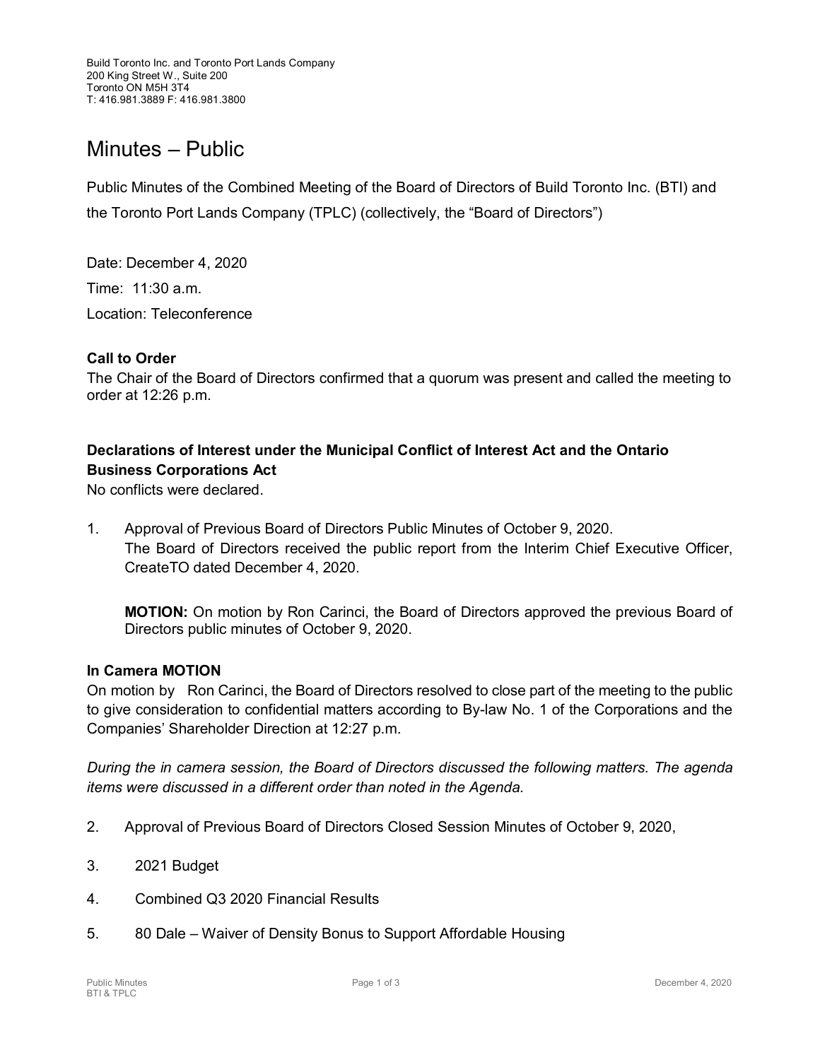Build Toronto Inc. and Toronto Port Lands Company
200 King Street W., Suite 200
Toronto ON M5H 3T4
T: 416.981.3889 F: 416.981.3800

# Minutes – Public

Public Minutes of the Combined Meeting of the Board of Directors of Build Toronto Inc. (BTI) and the Toronto Port Lands Company (TPLC) (collectively, the "Board of Directors")

Date: December 4, 2020

Time: 11:30 a.m.

Location: Teleconference

**Call to Order**

The Chair of the Board of Directors confirmed that a quorum was present and called the meeting to order at 12:26 p.m.

**Declarations of Interest under the Municipal Conflict of Interest Act and the Ontario Business Corporations Act**

No conflicts were declared.

1. Approval of Previous Board of Directors Public Minutes of October 9, 2020.

   The Board of Directors received the public report from the Interim Chief Executive Officer, CreateTO dated December 4, 2020.

   **MOTION:** On motion by Ron Carinci, the Board of Directors approved the previous Board of Directors public minutes of October 9, 2020.

**In Camera MOTION**

On motion by Ron Carinci, the Board of Directors resolved to close part of the meeting to the public to give consideration to confidential matters according to By-law No. 1 of the Corporations and the Companies' Shareholder Direction at 12:27 p.m.

*During the in camera session, the Board of Directors discussed the following matters. The agenda items were discussed in a different order than noted in the Agenda.*

2. Approval of Previous Board of Directors Closed Session Minutes of October 9, 2020,

3. 2021 Budget

4. Combined Q3 2020 Financial Results

5. 80 Dale – Waiver of Density Bonus to Support Affordable Housing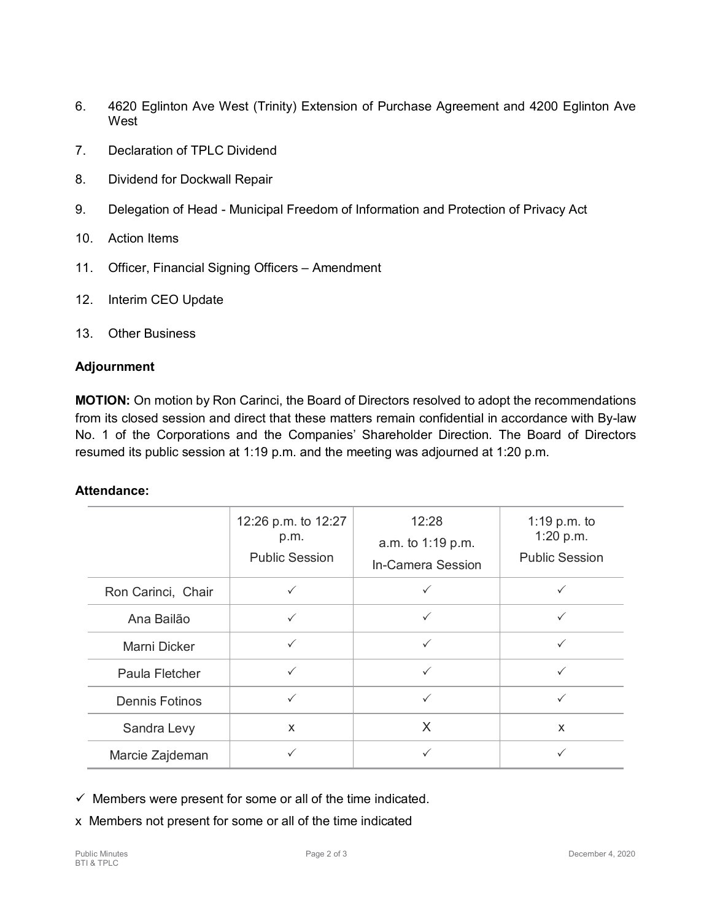6. 4620 Eglinton Ave West (Trinity) Extension of Purchase Agreement and 4200 Eglinton Ave West

7. Declaration of TPLC Dividend

8. Dividend for Dockwall Repair

9. Delegation of Head - Municipal Freedom of Information and Protection of Privacy Act

10. Action Items

11. Officer, Financial Signing Officers – Amendment

12. Interim CEO Update

13. Other Business

**Adjournment**

**MOTION:** On motion by Ron Carinci, the Board of Directors resolved to adopt the recommendations from its closed session and direct that these matters remain confidential in accordance with By-law No. 1 of the Corporations and the Companies' Shareholder Direction. The Board of Directors resumed its public session at 1:19 p.m. and the meeting was adjourned at 1:20 p.m.

**Attendance:**

| | 12:26 p.m. to 12:27 p.m. Public Session | 12:28 a.m. to 1:19 p.m. In-Camera Session | 1:19 p.m. to 1:20 p.m. Public Session |
|---|---|---|---|
| Ron Carinci, Chair | ✓ | ✓ | ✓ |
| Ana Bailão | ✓ | ✓ | ✓ |
| Marni Dicker | ✓ | ✓ | ✓ |
| Paula Fletcher | ✓ | ✓ | ✓ |
| Dennis Fotinos | ✓ | ✓ | ✓ |
| Sandra Levy | x | X | x |
| Marcie Zajdeman | ✓ | ✓ | ✓ |

✓ Members were present for some or all of the time indicated.

x Members not present for some or all of the time indicated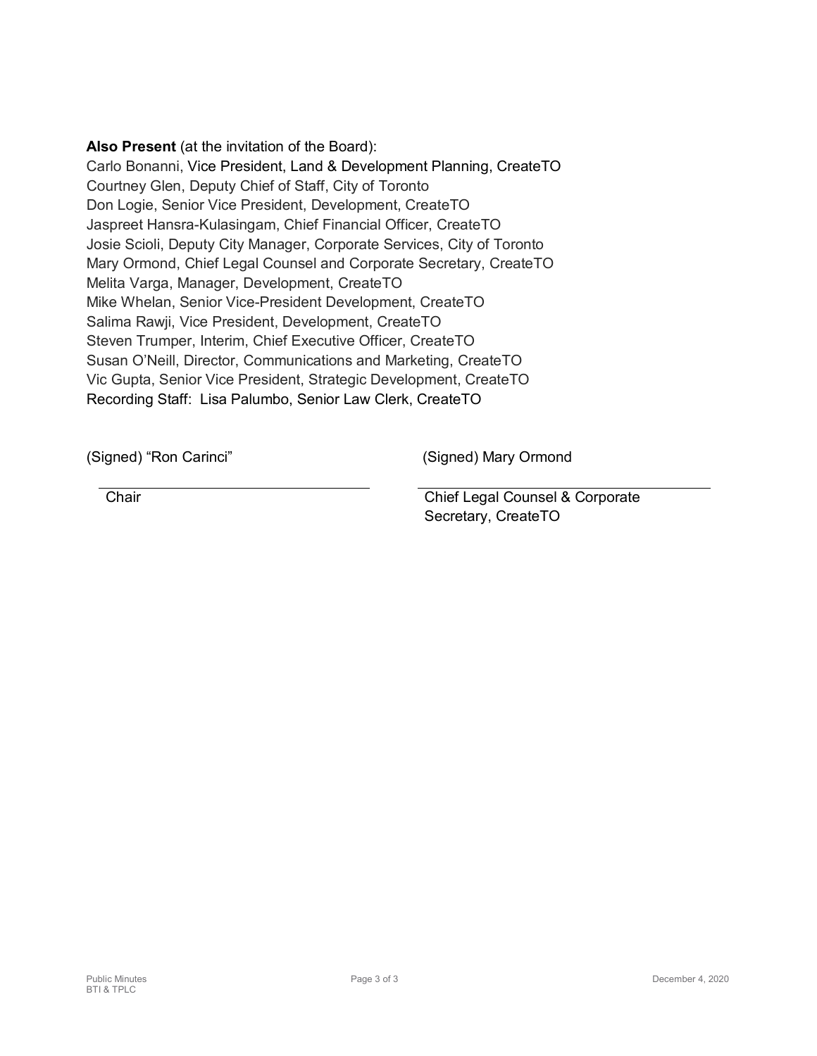**Also Present** (at the invitation of the Board):
Carlo Bonanni, Vice President, Land & Development Planning, CreateTO
Courtney Glen, Deputy Chief of Staff, City of Toronto
Don Logie, Senior Vice President, Development, CreateTO
Jaspreet Hansra-Kulasingam, Chief Financial Officer, CreateTO
Josie Scioli, Deputy City Manager, Corporate Services, City of Toronto
Mary Ormond, Chief Legal Counsel and Corporate Secretary, CreateTO
Melita Varga, Manager, Development, CreateTO
Mike Whelan, Senior Vice-President Development, CreateTO
Salima Rawji, Vice President, Development, CreateTO
Steven Trumper, Interim, Chief Executive Officer, CreateTO
Susan O'Neill, Director, Communications and Marketing, CreateTO
Vic Gupta, Senior Vice President, Strategic Development, CreateTO
Recording Staff: Lisa Palumbo, Senior Law Clerk, CreateTO

(Signed) "Ron Carinci"

Chair

(Signed) Mary Ormond

Chief Legal Counsel & Corporate Secretary, CreateTO